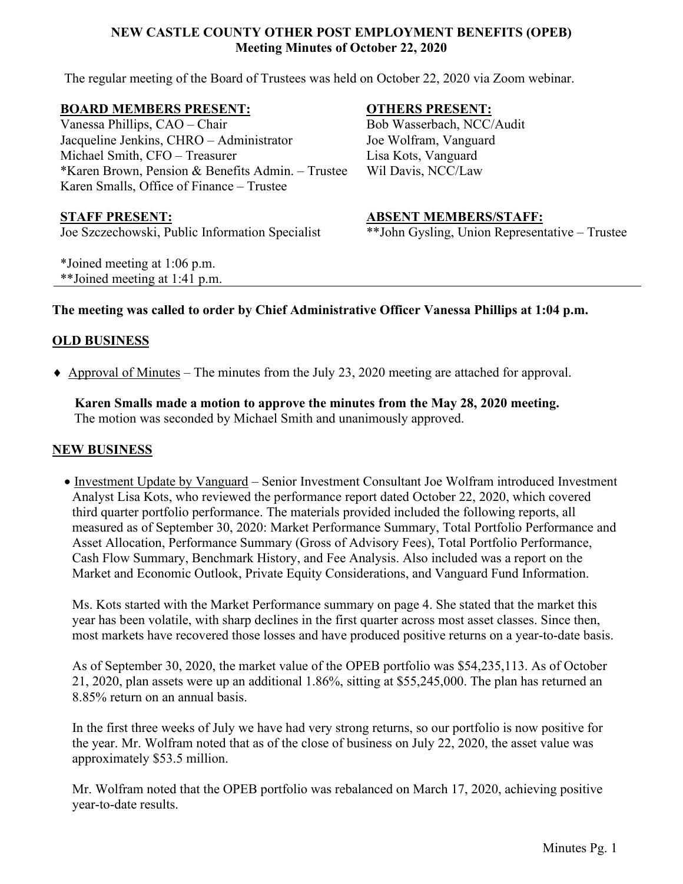**NEW CASTLE COUNTY OTHER POST EMPLOYMENT BENEFITS (OPEB)**
**Meeting Minutes of October 22, 2020**

The regular meeting of the Board of Trustees was held on October 22, 2020 via Zoom webinar.

**BOARD MEMBERS PRESENT:**
Vanessa Phillips, CAO – Chair
Jacqueline Jenkins, CHRO – Administrator
Michael Smith, CFO – Treasurer
*Karen Brown, Pension & Benefits Admin. – Trustee
Karen Smalls, Office of Finance – Trustee

**OTHERS PRESENT:**
Bob Wasserbach, NCC/Audit
Joe Wolfram, Vanguard
Lisa Kots, Vanguard
Wil Davis, NCC/Law

**STAFF PRESENT:**
Joe Szczechowski, Public Information Specialist

**ABSENT MEMBERS/STAFF:**
**John Gysling, Union Representative – Trustee

*Joined meeting at 1:06 p.m.
**Joined meeting at 1:41 p.m.

**The meeting was called to order by Chief Administrative Officer Vanessa Phillips at 1:04 p.m.**

## OLD BUSINESS

- Approval of Minutes – The minutes from the July 23, 2020 meeting are attached for approval.

  **Karen Smalls made a motion to approve the minutes from the May 28, 2020 meeting.**
  The motion was seconded by Michael Smith and unanimously approved.

## NEW BUSINESS

- Investment Update by Vanguard – Senior Investment Consultant Joe Wolfram introduced Investment Analyst Lisa Kots, who reviewed the performance report dated October 22, 2020, which covered third quarter portfolio performance. The materials provided included the following reports, all measured as of September 30, 2020: Market Performance Summary, Total Portfolio Performance and Asset Allocation, Performance Summary (Gross of Advisory Fees), Total Portfolio Performance, Cash Flow Summary, Benchmark History, and Fee Analysis. Also included was a report on the Market and Economic Outlook, Private Equity Considerations, and Vanguard Fund Information.

  Ms. Kots started with the Market Performance summary on page 4. She stated that the market this year has been volatile, with sharp declines in the first quarter across most asset classes. Since then, most markets have recovered those losses and have produced positive returns on a year-to-date basis.

  As of September 30, 2020, the market value of the OPEB portfolio was $54,235,113. As of October 21, 2020, plan assets were up an additional 1.86%, sitting at $55,245,000. The plan has returned an 8.85% return on an annual basis.

  In the first three weeks of July we have had very strong returns, so our portfolio is now positive for the year. Mr. Wolfram noted that as of the close of business on July 22, 2020, the asset value was approximately $53.5 million.

  Mr. Wolfram noted that the OPEB portfolio was rebalanced on March 17, 2020, achieving positive year-to-date results.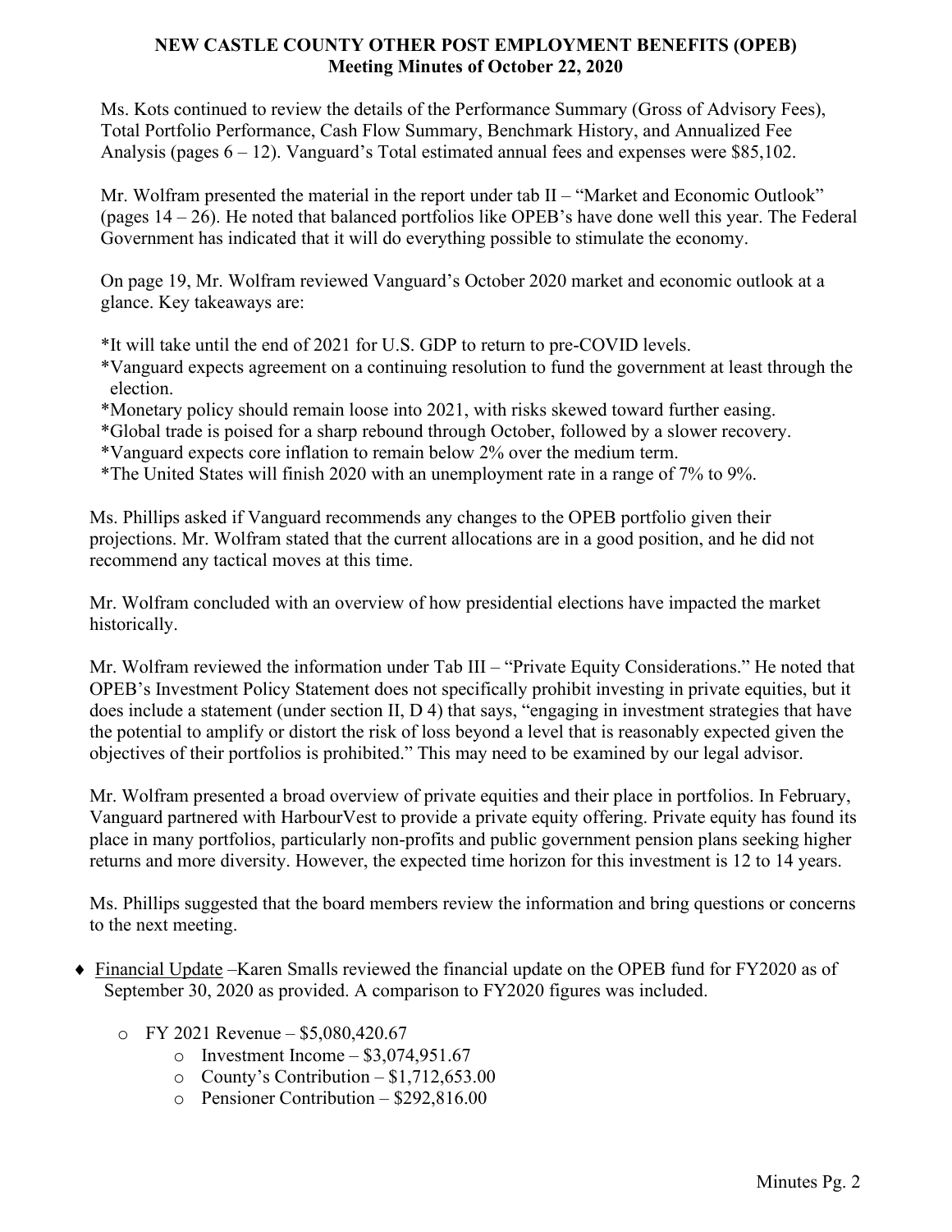Ms. Kots continued to review the details of the Performance Summary (Gross of Advisory Fees), Total Portfolio Performance, Cash Flow Summary, Benchmark History, and Annualized Fee Analysis (pages 6 – 12). Vanguard's Total estimated annual fees and expenses were $85,102.

Mr. Wolfram presented the material in the report under tab II – "Market and Economic Outlook" (pages 14 – 26). He noted that balanced portfolios like OPEB's have done well this year. The Federal Government has indicated that it will do everything possible to stimulate the economy.

On page 19, Mr. Wolfram reviewed Vanguard's October 2020 market and economic outlook at a glance. Key takeaways are:

*It will take until the end of 2021 for U.S. GDP to return to pre-COVID levels.
*Vanguard expects agreement on a continuing resolution to fund the government at least through the election.
*Monetary policy should remain loose into 2021, with risks skewed toward further easing.
*Global trade is poised for a sharp rebound through October, followed by a slower recovery.
*Vanguard expects core inflation to remain below 2% over the medium term.
*The United States will finish 2020 with an unemployment rate in a range of 7% to 9%.

Ms. Phillips asked if Vanguard recommends any changes to the OPEB portfolio given their projections. Mr. Wolfram stated that the current allocations are in a good position, and he did not recommend any tactical moves at this time.

Mr. Wolfram concluded with an overview of how presidential elections have impacted the market historically.

Mr. Wolfram reviewed the information under Tab III – "Private Equity Considerations." He noted that OPEB's Investment Policy Statement does not specifically prohibit investing in private equities, but it does include a statement (under section II, D 4) that says, "engaging in investment strategies that have the potential to amplify or distort the risk of loss beyond a level that is reasonably expected given the objectives of their portfolios is prohibited." This may need to be examined by our legal advisor.

Mr. Wolfram presented a broad overview of private equities and their place in portfolios. In February, Vanguard partnered with HarbourVest to provide a private equity offering. Private equity has found its place in many portfolios, particularly non-profits and public government pension plans seeking higher returns and more diversity. However, the expected time horizon for this investment is 12 to 14 years.

Ms. Phillips suggested that the board members review the information and bring questions or concerns to the next meeting.

- Financial Update –Karen Smalls reviewed the financial update on the OPEB fund for FY2020 as of September 30, 2020 as provided. A comparison to FY2020 figures was included.
  - FY 2021 Revenue – $5,080,420.67
    - Investment Income – $3,074,951.67
    - County's Contribution – $1,712,653.00
    - Pensioner Contribution – $292,816.00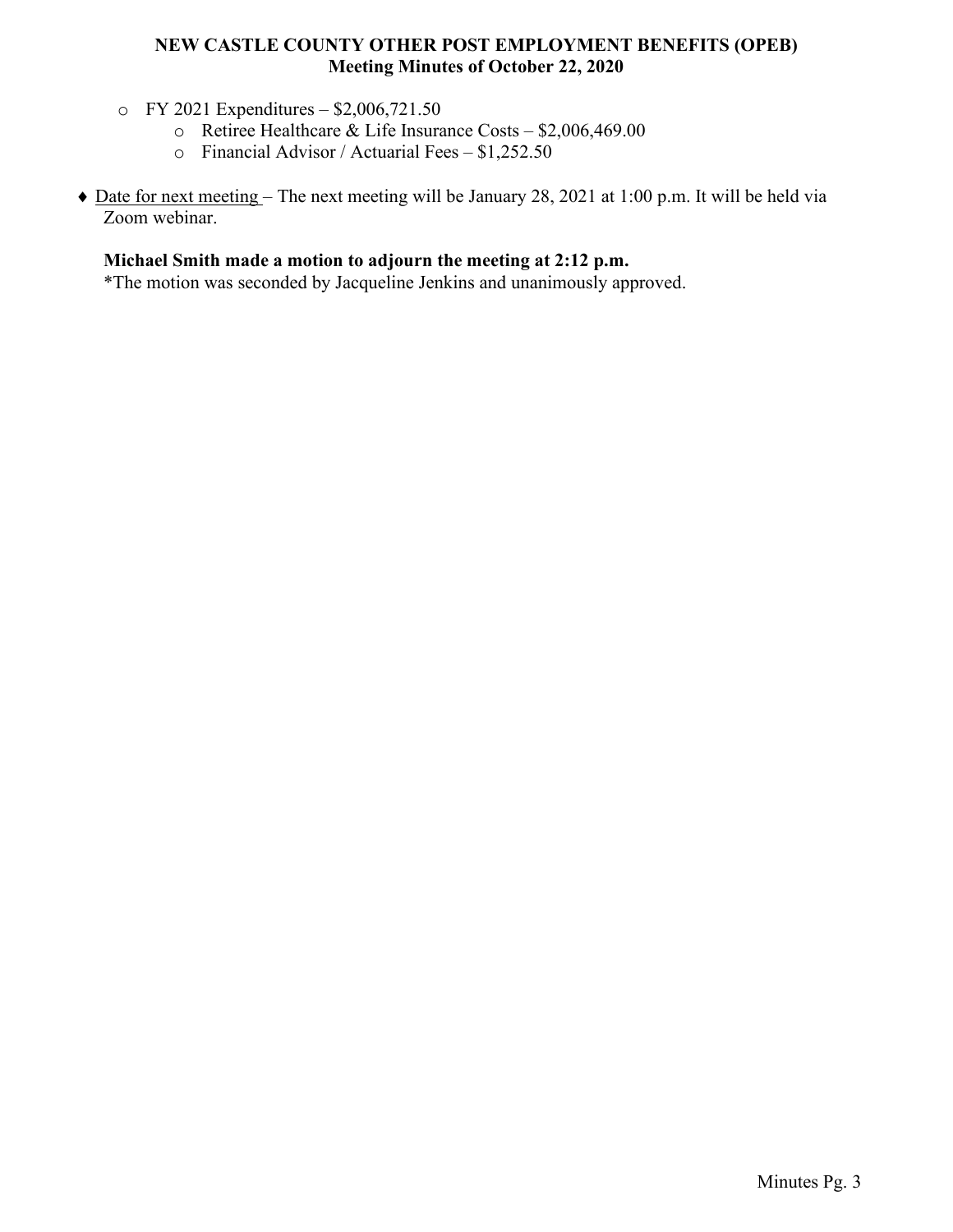- FY 2021 Expenditures – $2,006,721.50
  - Retiree Healthcare & Life Insurance Costs – $2,006,469.00
  - Financial Advisor / Actuarial Fees – $1,252.50

- Date for next meeting – The next meeting will be January 28, 2021 at 1:00 p.m. It will be held via Zoom webinar.

  **Michael Smith made a motion to adjourn the meeting at 2:12 p.m.**
  *The motion was seconded by Jacqueline Jenkins and unanimously approved.